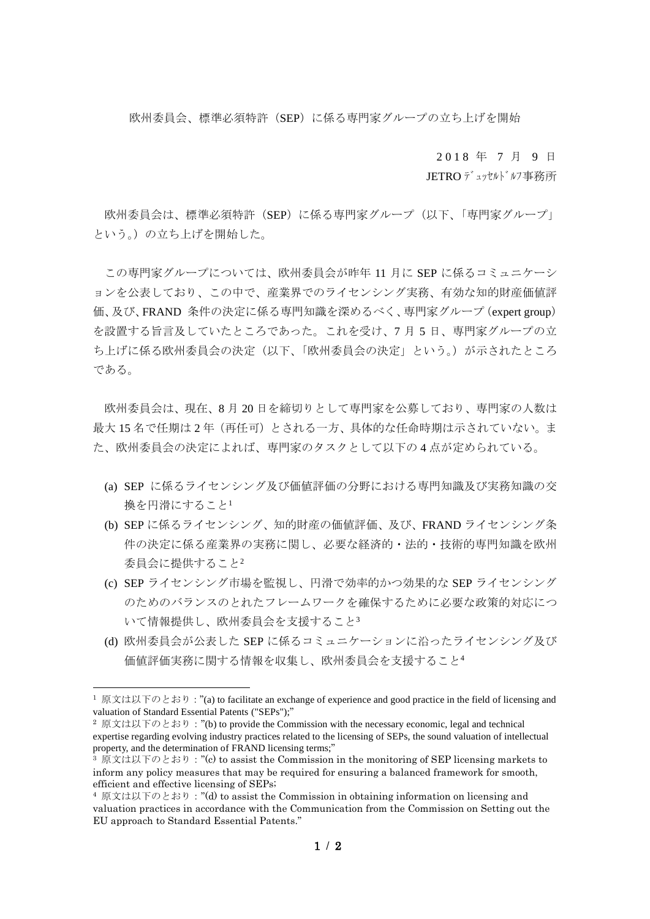# 欧州委員会、標準必須特許（SEP）に係る専門家グループの立ち上げを開始

2018 年 7 月 9 日
JETRO ﾃﾞｭｯｾﾙﾄﾞﾙﾌ事務所

欧州委員会は、標準必須特許（SEP）に係る専門家グループ（以下、「専門家グループ」という。）の立ち上げを開始した。

この専門家グループについては、欧州委員会が昨年 11 月に SEP に係るコミュニケーションを公表しており、この中で、産業界でのライセンシング実務、有効な知的財産価値評価、及び、FRAND 条件の決定に係る専門知識を深めるべく、専門家グループ（expert group）を設置する旨言及していたところであった。これを受け、7 月 5 日、専門家グループの立ち上げに係る欧州委員会の決定（以下、「欧州委員会の決定」という。）が示されたところである。

欧州委員会は、現在、8 月 20 日を締切りとして専門家を公募しており、専門家の人数は最大 15 名で任期は 2 年（再任可）とされる一方、具体的な任命時期は示されていない。また、欧州委員会の決定によれば、専門家のタスクとして以下の 4 点が定められている。

(a) SEP に係るライセンシング及び価値評価の分野における専門知識及び実務知識の交換を円滑にすること[1]
(b) SEP に係るライセンシング、知的財産の価値評価、及び、FRAND ライセンシング条件の決定に係る産業界の実務に関し、必要な経済的・法的・技術的専門知識を欧州委員会に提供すること[2]
(c) SEP ライセンシング市場を監視し、円滑で効率的かつ効果的な SEP ライセンシングのためのバランスのとれたフレームワークを確保するために必要な政策的対応について情報提供し、欧州委員会を支援すること[3]
(d) 欧州委員会が公表した SEP に係るコミュニケーションに沿ったライセンシング及び価値評価実務に関する情報を収集し、欧州委員会を支援すること[4]

---

[1] 原文は以下のとおり："(a) to facilitate an exchange of experience and good practice in the field of licensing and valuation of Standard Essential Patents ("SEPs");"
[2] 原文は以下のとおり："(b) to provide the Commission with the necessary economic, legal and technical expertise regarding evolving industry practices related to the licensing of SEPs, the sound valuation of intellectual property, and the determination of FRAND licensing terms;"
[3] 原文は以下のとおり："(c) to assist the Commission in the monitoring of SEP licensing markets to inform any policy measures that may be required for ensuring a balanced framework for smooth, efficient and effective licensing of SEPs;
[4] 原文は以下のとおり："(d) to assist the Commission in obtaining information on licensing and valuation practices in accordance with the Communication from the Commission on Setting out the EU approach to Standard Essential Patents."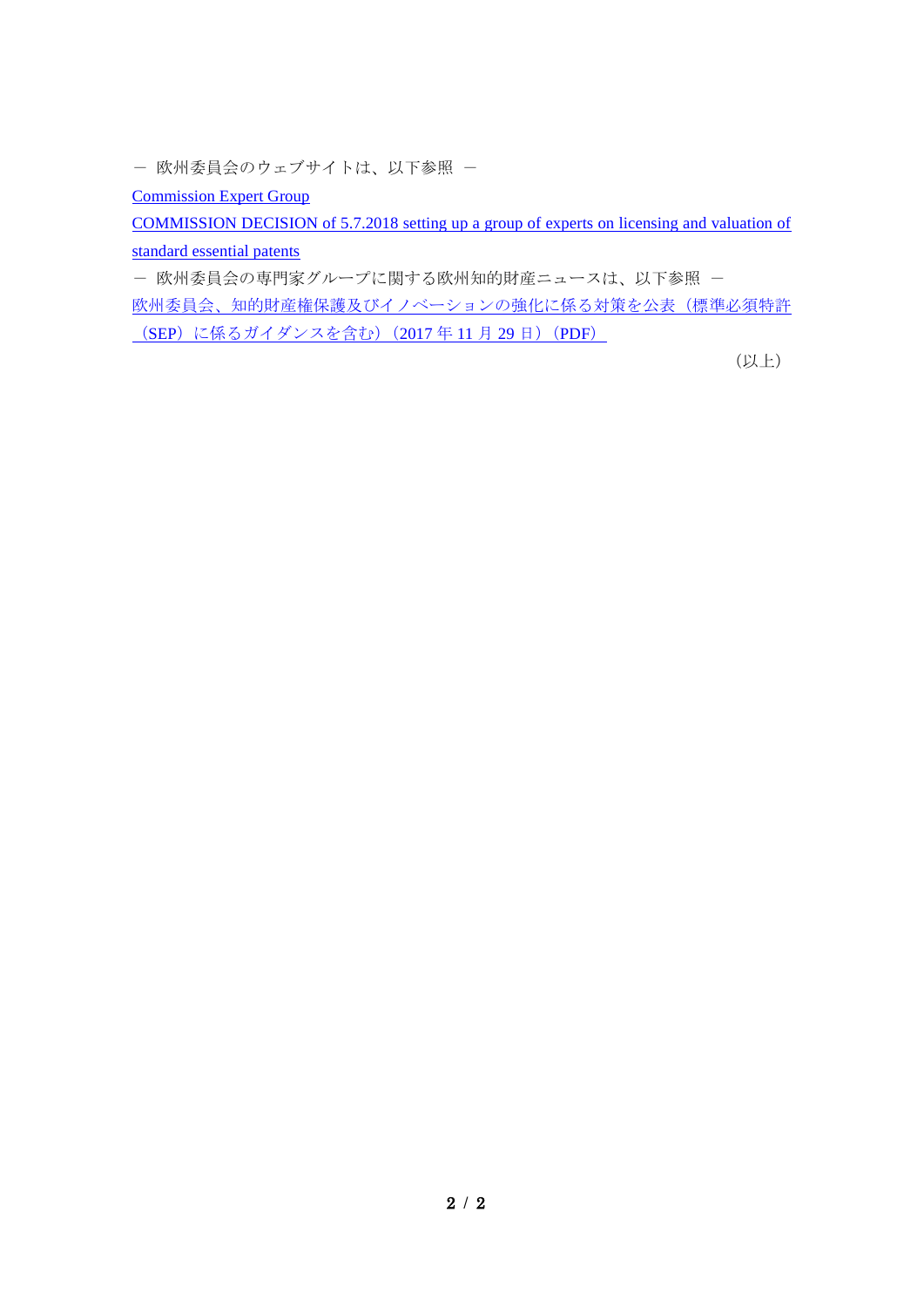－ 欧州委員会のウェブサイトは、以下参照 －

Commission Expert Group

COMMISSION DECISION of 5.7.2018 setting up a group of experts on licensing and valuation of standard essential patents

－ 欧州委員会の専門家グループに関する欧州知的財産ニュースは、以下参照 －

欧州委員会、知的財産権保護及びイノベーションの強化に係る対策を公表（標準必須特許（SEP）に係るガイダンスを含む）（2017 年 11 月 29 日）（PDF）

（以上）